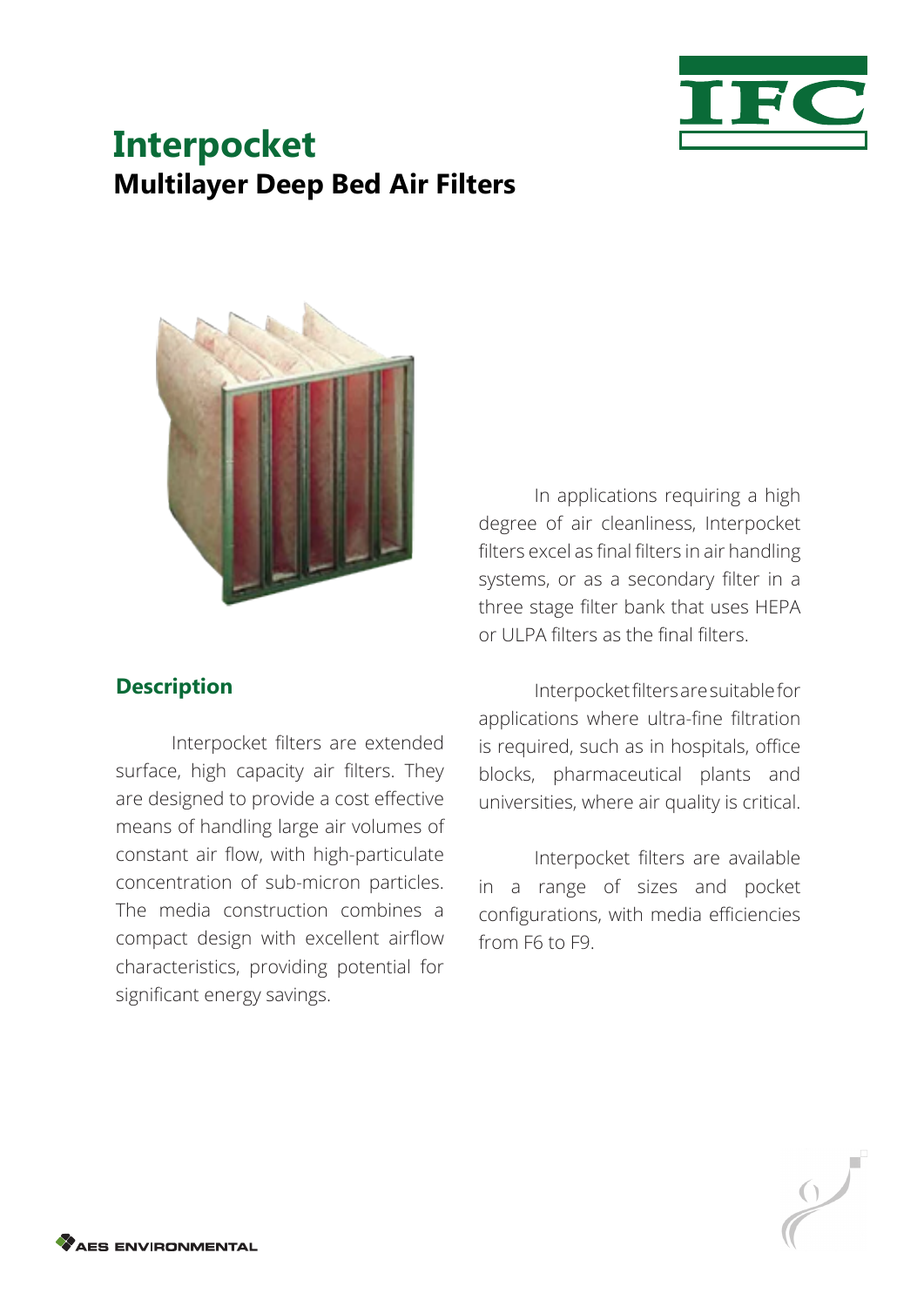# Interpocket

## Multilayer Deep Bed Air Filters

In applications requiring a high degree of air cleanliness, Interpocket filters excel as final filters in air handling systems, or as a secondary filter in a three stage filter bank that uses HEPA or ULPA filters as the final filters.

### Description

Interpocket filters are extended surface, high capacity air filters. They are designed to provide a cost effective means of handling large air volumes of constant air flow, with high-particulate concentration of sub-micron particles. The media construction combines a compact design with excellent airflow characteristics, providing potential for significant energy savings.

Interpocket filters are suitable for applications where ultra-fine filtration is required, such as in hospitals, office blocks, pharmaceutical plants and universities, where air quality is critical.

Interpocket filters are available in a range of sizes and pocket configurations, with media efficiencies from F6 to F9.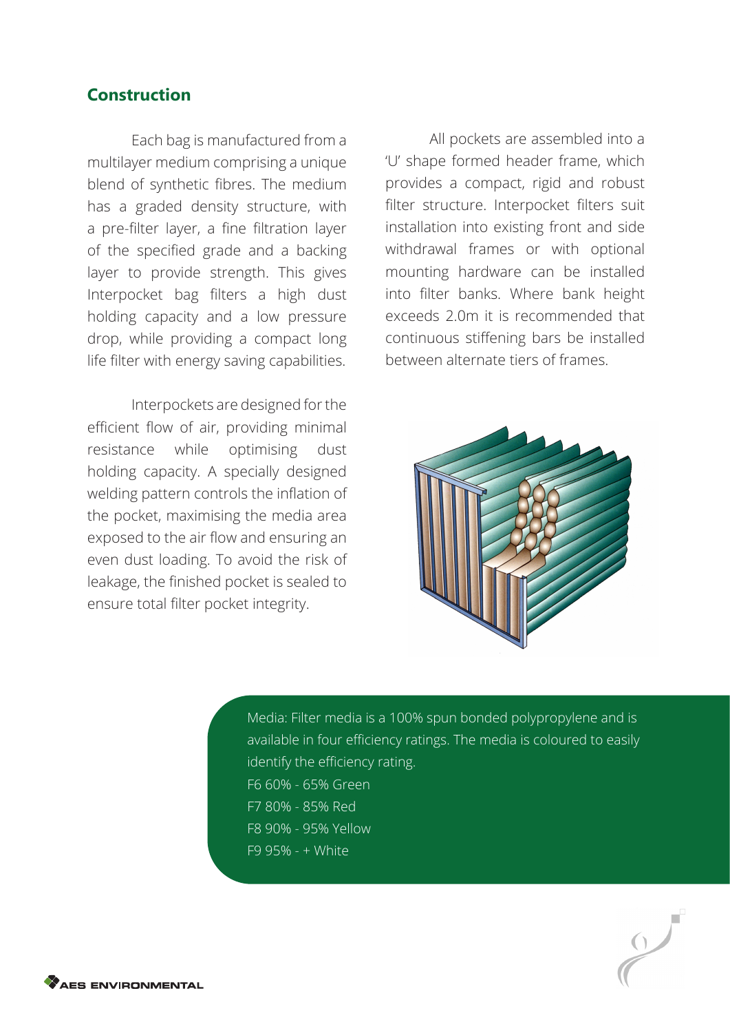## Construction

Each bag is manufactured from a multilayer medium comprising a unique blend of synthetic fibres. The medium has a graded density structure, with a pre-filter layer, a fine filtration layer of the specified grade and a backing layer to provide strength. This gives Interpocket bag filters a high dust holding capacity and a low pressure drop, while providing a compact long life filter with energy saving capabilities.

Interpockets are designed for the efficient flow of air, providing minimal resistance while optimising dust holding capacity. A specially designed welding pattern controls the inflation of the pocket, maximising the media area exposed to the air flow and ensuring an even dust loading. To avoid the risk of leakage, the finished pocket is sealed to ensure total filter pocket integrity.

All pockets are assembled into a 'U' shape formed header frame, which provides a compact, rigid and robust filter structure. Interpocket filters suit installation into existing front and side withdrawal frames or with optional mounting hardware can be installed into filter banks. Where bank height exceeds 2.0m it is recommended that continuous stiffening bars be installed between alternate tiers of frames.

Media: Filter media is a 100% spun bonded polypropylene and is available in four efficiency ratings. The media is coloured to easily identify the efficiency rating.

F6 60% - 65% Green
F7 80% - 85% Red
F8 90% - 95% Yellow
F9 95% - + White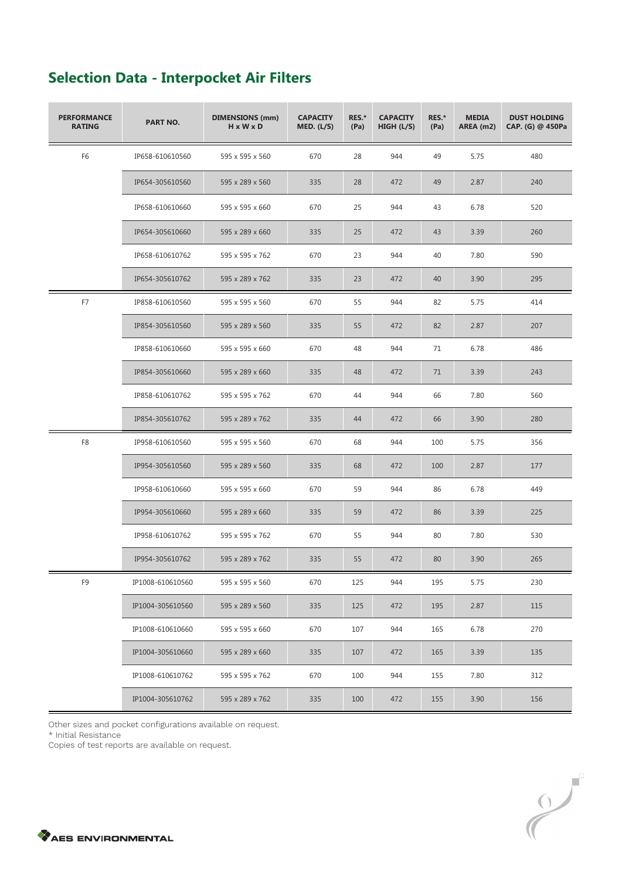## Selection Data - Interpocket Air Filters

| PERFORMANCE RATING | PART NO. | DIMENSIONS (mm) H x W x D | CAPACITY MED. (L/S) | RES.* (Pa) | CAPACITY HIGH (L/S) | RES.* (Pa) | MEDIA AREA (m2) | DUST HOLDING CAP. (G) @ 450Pa |
|---|---|---|---|---|---|---|---|---|
| F6 | IP658-610610560 | 595 x 595 x 560 | 670 | 28 | 944 | 49 | 5.75 | 480 |
| | IP654-305610560 | 595 x 289 x 560 | 335 | 28 | 472 | 49 | 2.87 | 240 |
| | IP658-610610660 | 595 x 595 x 660 | 670 | 25 | 944 | 43 | 6.78 | 520 |
| | IP654-305610660 | 595 x 289 x 660 | 335 | 25 | 472 | 43 | 3.39 | 260 |
| | IP658-610610762 | 595 x 595 x 762 | 670 | 23 | 944 | 40 | 7.80 | 590 |
| | IP654-305610762 | 595 x 289 x 762 | 335 | 23 | 472 | 40 | 3.90 | 295 |
| F7 | IP858-610610560 | 595 x 595 x 560 | 670 | 55 | 944 | 82 | 5.75 | 414 |
| | IP854-305610560 | 595 x 289 x 560 | 335 | 55 | 472 | 82 | 2.87 | 207 |
| | IP858-610610660 | 595 x 595 x 660 | 670 | 48 | 944 | 71 | 6.78 | 486 |
| | IP854-305610660 | 595 x 289 x 660 | 335 | 48 | 472 | 71 | 3.39 | 243 |
| | IP858-610610762 | 595 x 595 x 762 | 670 | 44 | 944 | 66 | 7.80 | 560 |
| | IP854-305610762 | 595 x 289 x 762 | 335 | 44 | 472 | 66 | 3.90 | 280 |
| F8 | IP958-610610560 | 595 x 595 x 560 | 670 | 68 | 944 | 100 | 5.75 | 356 |
| | IP954-305610560 | 595 x 289 x 560 | 335 | 68 | 472 | 100 | 2.87 | 177 |
| | IP958-610610660 | 595 x 595 x 660 | 670 | 59 | 944 | 86 | 6.78 | 449 |
| | IP954-305610660 | 595 x 289 x 660 | 335 | 59 | 472 | 86 | 3.39 | 225 |
| | IP958-610610762 | 595 x 595 x 762 | 670 | 55 | 944 | 80 | 7.80 | 530 |
| | IP954-305610762 | 595 x 289 x 762 | 335 | 55 | 472 | 80 | 3.90 | 265 |
| F9 | IP1008-610610560 | 595 x 595 x 560 | 670 | 125 | 944 | 195 | 5.75 | 230 |
| | IP1004-305610560 | 595 x 289 x 560 | 335 | 125 | 472 | 195 | 2.87 | 115 |
| | IP1008-610610660 | 595 x 595 x 660 | 670 | 107 | 944 | 165 | 6.78 | 270 |
| | IP1004-305610660 | 595 x 289 x 660 | 335 | 107 | 472 | 165 | 3.39 | 135 |
| | IP1008-610610762 | 595 x 595 x 762 | 670 | 100 | 944 | 155 | 7.80 | 312 |
| | IP1004-305610762 | 595 x 289 x 762 | 335 | 100 | 472 | 155 | 3.90 | 156 |

Other sizes and pocket configurations available on request.

* Initial Resistance

Copies of test reports are available on request.

AES ENVIRONMENTAL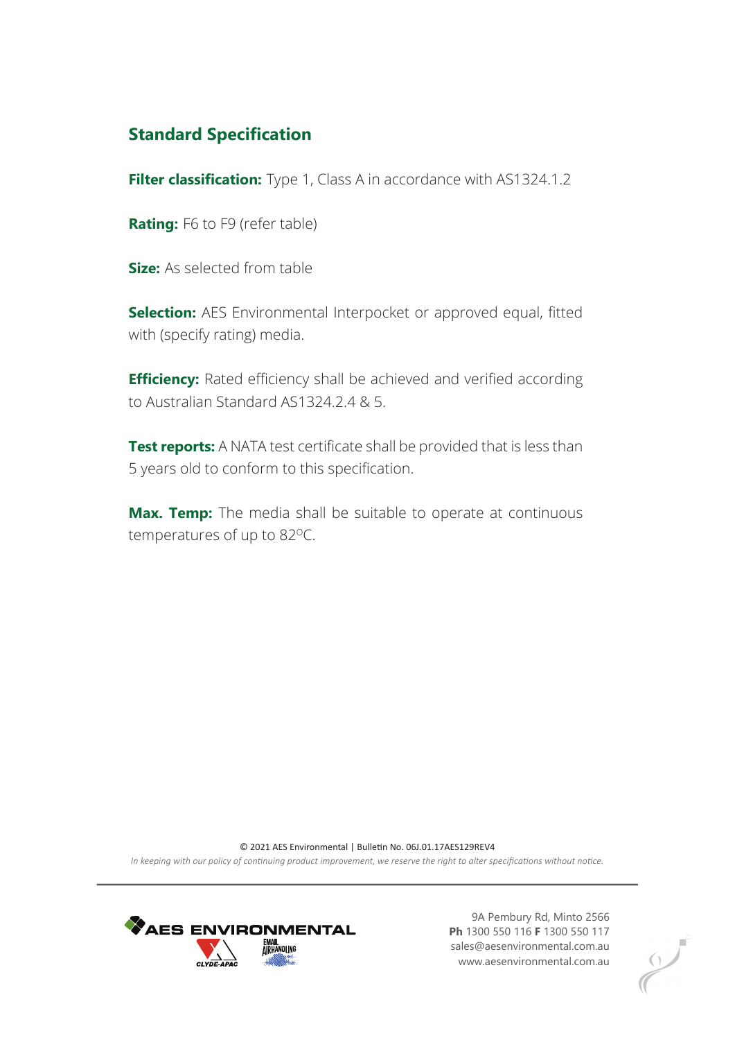## Standard Specification

**Filter classification:** Type 1, Class A in accordance with AS1324.1.2

**Rating:** F6 to F9 (refer table)

**Size:** As selected from table

**Selection:** AES Environmental Interpocket or approved equal, fitted with (specify rating) media.

**Efficiency:** Rated efficiency shall be achieved and verified according to Australian Standard AS1324.2.4 & 5.

**Test reports:** A NATA test certificate shall be provided that is less than 5 years old to conform to this specification.

**Max. Temp:** The media shall be suitable to operate at continuous temperatures of up to 82°C.

© 2021 AES Environmental | Bulletin No. 06J.01.17AES129REV4

*In keeping with our policy of continuing product improvement, we reserve the right to alter specifications without notice.*

AES ENVIRONMENTAL

9A Pembury Rd, Minto 2566
**Ph** 1300 550 116 **F** 1300 550 117
sales@aesenvironmental.com.au
www.aesenvironmental.com.au